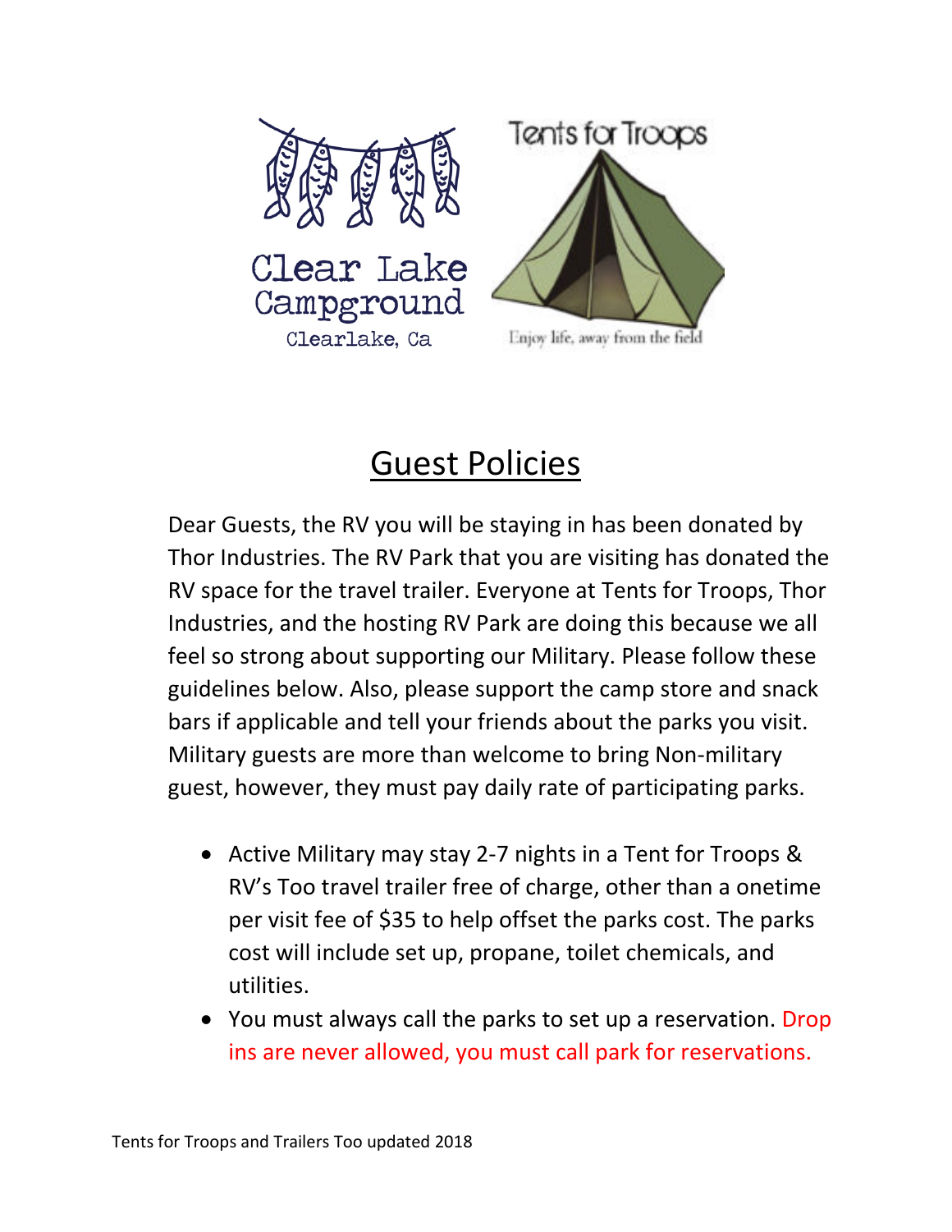Clear Lake Campground

Clearlake, Ca

Tents for Troops

Enjoy life, away from the field

# Guest Policies

Dear Guests, the RV you will be staying in has been donated by Thor Industries. The RV Park that you are visiting has donated the RV space for the travel trailer. Everyone at Tents for Troops, Thor Industries, and the hosting RV Park are doing this because we all feel so strong about supporting our Military. Please follow these guidelines below. Also, please support the camp store and snack bars if applicable and tell your friends about the parks you visit. Military guests are more than welcome to bring Non-military guest, however, they must pay daily rate of participating parks.

- Active Military may stay 2-7 nights in a Tent for Troops & RV's Too travel trailer free of charge, other than a onetime per visit fee of $35 to help offset the parks cost. The parks cost will include set up, propane, toilet chemicals, and utilities.
- You must always call the parks to set up a reservation. Drop ins are never allowed, you must call park for reservations.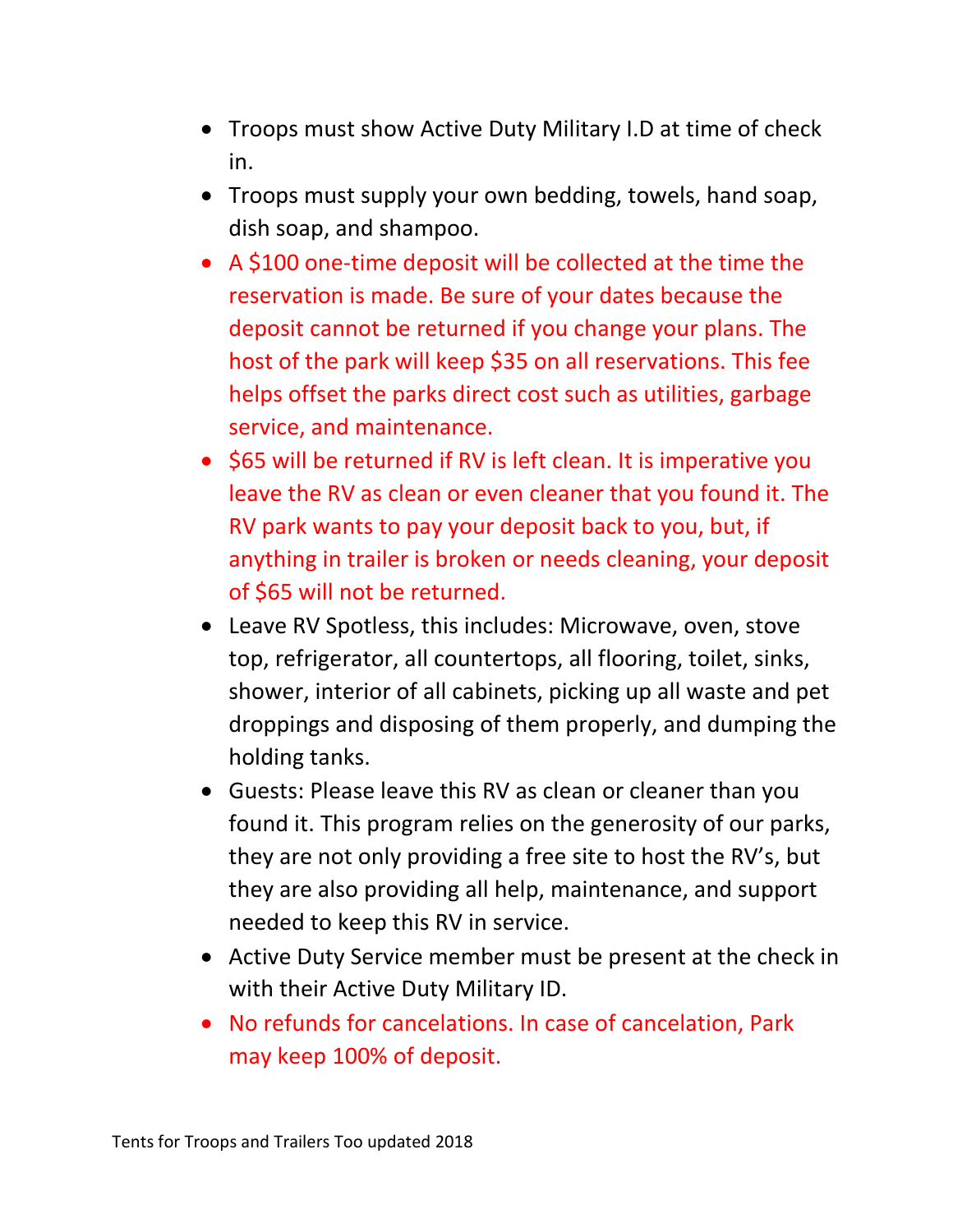- Troops must show Active Duty Military I.D at time of check in.
- Troops must supply your own bedding, towels, hand soap, dish soap, and shampoo.
- A $100 one-time deposit will be collected at the time the reservation is made. Be sure of your dates because the deposit cannot be returned if you change your plans. The host of the park will keep $35 on all reservations. This fee helps offset the parks direct cost such as utilities, garbage service, and maintenance.
- $65 will be returned if RV is left clean. It is imperative you leave the RV as clean or even cleaner that you found it. The RV park wants to pay your deposit back to you, but, if anything in trailer is broken or needs cleaning, your deposit of $65 will not be returned.
- Leave RV Spotless, this includes: Microwave, oven, stove top, refrigerator, all countertops, all flooring, toilet, sinks, shower, interior of all cabinets, picking up all waste and pet droppings and disposing of them properly, and dumping the holding tanks.
- Guests: Please leave this RV as clean or cleaner than you found it. This program relies on the generosity of our parks, they are not only providing a free site to host the RV's, but they are also providing all help, maintenance, and support needed to keep this RV in service.
- Active Duty Service member must be present at the check in with their Active Duty Military ID.
- No refunds for cancelations. In case of cancelation, Park may keep 100% of deposit.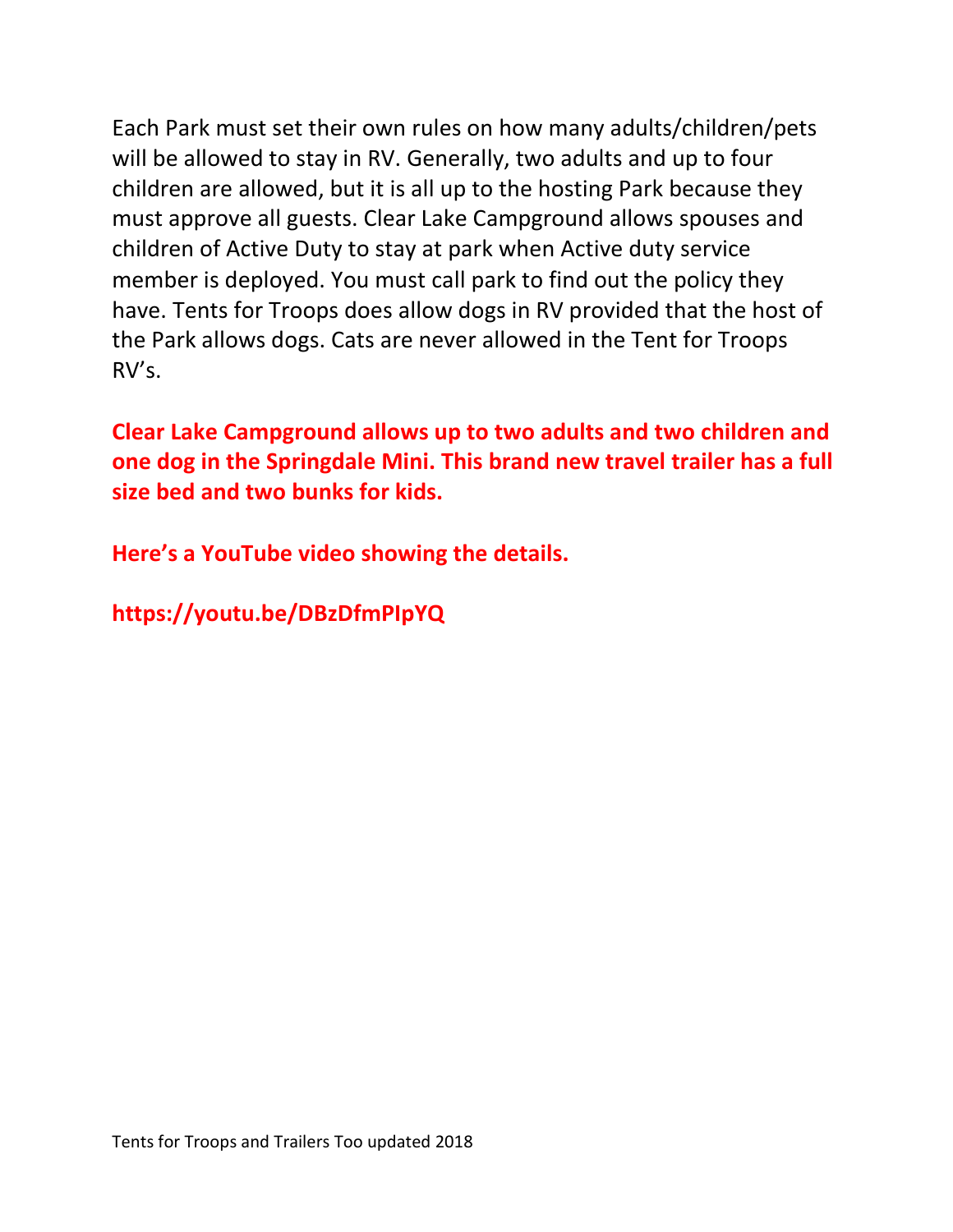Each Park must set their own rules on how many adults/children/pets will be allowed to stay in RV. Generally, two adults and up to four children are allowed, but it is all up to the hosting Park because they must approve all guests. Clear Lake Campground allows spouses and children of Active Duty to stay at park when Active duty service member is deployed. You must call park to find out the policy they have. Tents for Troops does allow dogs in RV provided that the host of the Park allows dogs. Cats are never allowed in the Tent for Troops RV's.

**Clear Lake Campground allows up to two adults and two children and one dog in the Springdale Mini. This brand new travel trailer has a full size bed and two bunks for kids.**

**Here's a YouTube video showing the details.**

**https://youtu.be/DBzDfmPIpYQ**